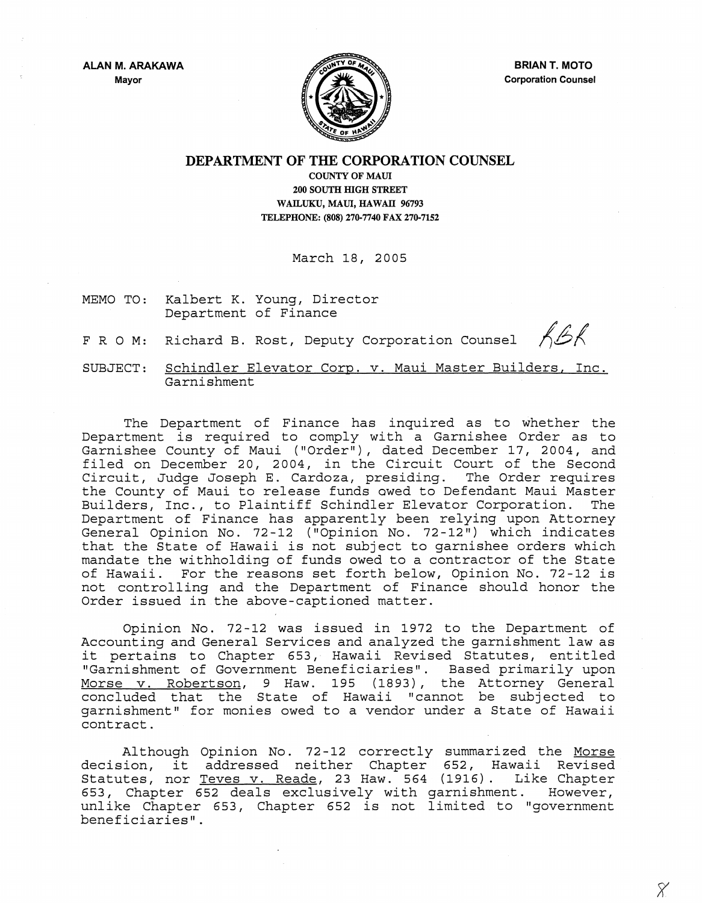**ALAN M. ARAKAWA**
Mayor

**BRIAN T. MOTO**
Corporation Counsel

# DEPARTMENT OF THE CORPORATION COUNSEL

COUNTY OF MAUI
200 SOUTH HIGH STREET
WAILUKU, MAUI, HAWAII 96793
TELEPHONE: (808) 270-7740 FAX 270-7152

March 18, 2005

MEMO TO: Kalbert K. Young, Director
Department of Finance

F R O M: Richard B. Rost, Deputy Corporation Counsel *RBR*

SUBJECT: Schindler Elevator Corp. v. Maui Master Builders, Inc. Garnishment

The Department of Finance has inquired as to whether the Department is required to comply with a Garnishee Order as to Garnishee County of Maui ("Order"), dated December 17, 2004, and filed on December 20, 2004, in the Circuit Court of the Second Circuit, Judge Joseph E. Cardoza, presiding. The Order requires the County of Maui to release funds owed to Defendant Maui Master Builders, Inc., to Plaintiff Schindler Elevator Corporation. The Department of Finance has apparently been relying upon Attorney General Opinion No. 72-12 ("Opinion No. 72-12") which indicates that the State of Hawaii is not subject to garnishee orders which mandate the withholding of funds owed to a contractor of the State of Hawaii. For the reasons set forth below, Opinion No. 72-12 is not controlling and the Department of Finance should honor the Order issued in the above-captioned matter.

Opinion No. 72-12 was issued in 1972 to the Department of Accounting and General Services and analyzed the garnishment law as it pertains to Chapter 653, Hawaii Revised Statutes, entitled "Garnishment of Government Beneficiaries". Based primarily upon Morse v. Robertson, 9 Haw. 195 (1893), the Attorney General concluded that the State of Hawaii "cannot be subjected to garnishment" for monies owed to a vendor under a State of Hawaii contract.

Although Opinion No. 72-12 correctly summarized the Morse decision, it addressed neither Chapter 652, Hawaii Revised Statutes, nor Teves v. Reade, 23 Haw. 564 (1916). Like Chapter 653, Chapter 652 deals exclusively with garnishment. However, unlike Chapter 653, Chapter 652 is not limited to "government beneficiaries".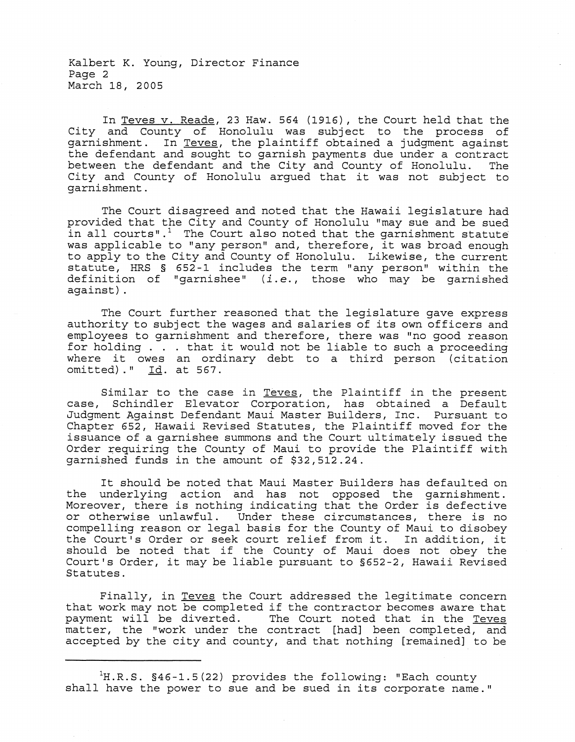In *Teves v. Reade*, 23 Haw. 564 (1916), the Court held that the City and County of Honolulu was subject to the process of garnishment. In *Teves*, the plaintiff obtained a judgment against the defendant and sought to garnish payments due under a contract between the defendant and the City and County of Honolulu. The City and County of Honolulu argued that it was not subject to garnishment.

The Court disagreed and noted that the Hawaii legislature had provided that the City and County of Honolulu "may sue and be sued in all courts".[1] The Court also noted that the garnishment statute was applicable to "any person" and, therefore, it was broad enough to apply to the City and County of Honolulu. Likewise, the current statute, HRS § 652-1 includes the term "any person" within the definition of "garnishee" (*i.e.*, those who may be garnished against).

The Court further reasoned that the legislature gave express authority to subject the wages and salaries of its own officers and employees to garnishment and therefore, there was "no good reason for holding . . . that it would not be liable to such a proceeding where it owes an ordinary debt to a third person (citation omitted)." *Id.* at 567.

Similar to the case in *Teves*, the Plaintiff in the present case, Schindler Elevator Corporation, has obtained a Default Judgment Against Defendant Maui Master Builders, Inc. Pursuant to Chapter 652, Hawaii Revised Statutes, the Plaintiff moved for the issuance of a garnishee summons and the Court ultimately issued the Order requiring the County of Maui to provide the Plaintiff with garnished funds in the amount of $32,512.24.

It should be noted that Maui Master Builders has defaulted on the underlying action and has not opposed the garnishment. Moreover, there is nothing indicating that the Order is defective or otherwise unlawful. Under these circumstances, there is no compelling reason or legal basis for the County of Maui to disobey the Court's Order or seek court relief from it. In addition, it should be noted that if the County of Maui does not obey the Court's Order, it may be liable pursuant to §652-2, Hawaii Revised Statutes.

Finally, in *Teves* the Court addressed the legitimate concern that work may not be completed if the contractor becomes aware that payment will be diverted. The Court noted that in the *Teves* matter, the "work under the contract [had] been completed, and accepted by the city and county, and that nothing [remained] to be

---

[1] H.R.S. §46-1.5(22) provides the following: "Each county shall have the power to sue and be sued in its corporate name."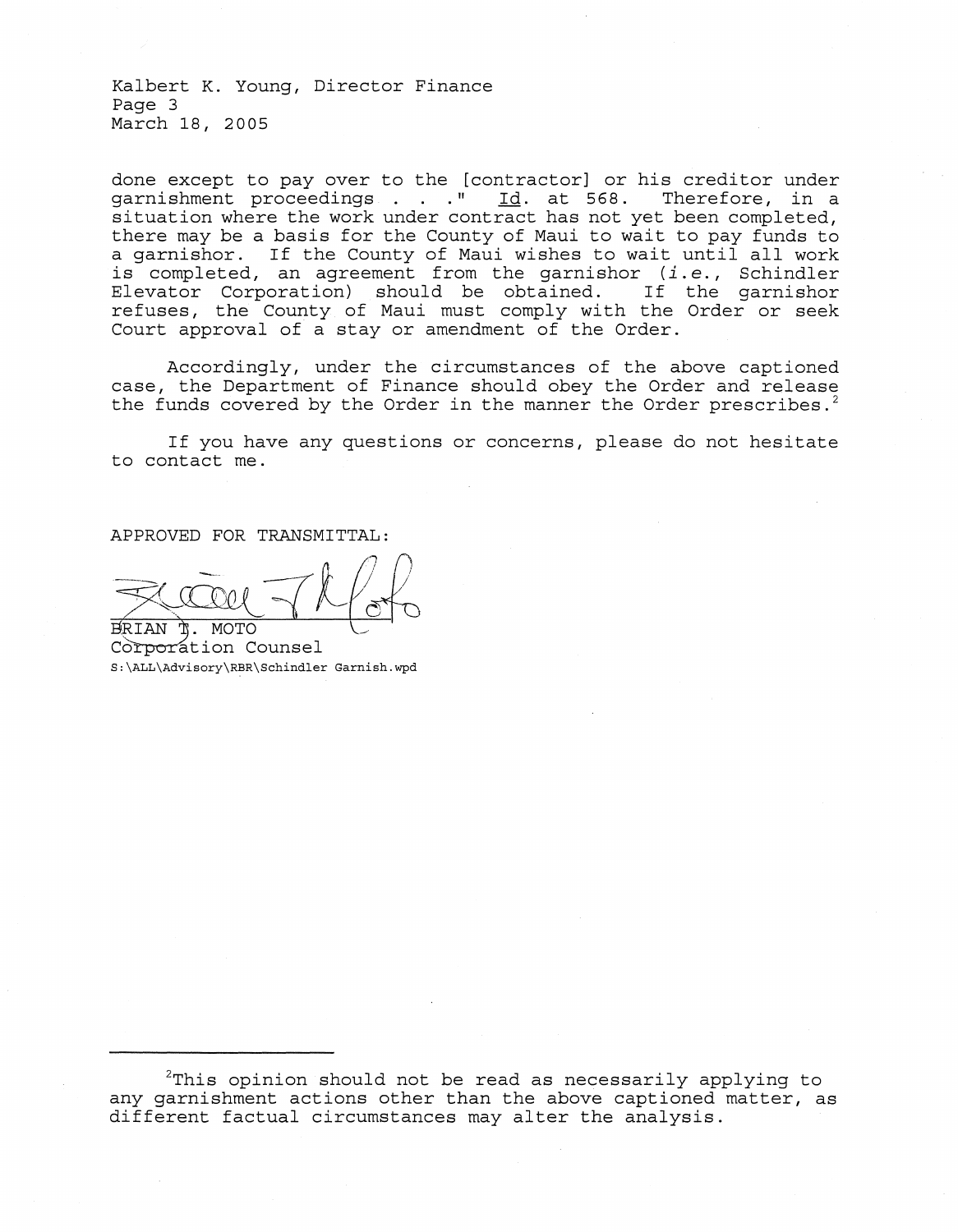done except to pay over to the [contractor] or his creditor under garnishment proceedings . . ." Id. at 568. Therefore, in a situation where the work under contract has not yet been completed, there may be a basis for the County of Maui to wait to pay funds to a garnishor. If the County of Maui wishes to wait until all work is completed, an agreement from the garnishor (*i.e.*, Schindler Elevator Corporation) should be obtained. If the garnishor refuses, the County of Maui must comply with the Order or seek Court approval of a stay or amendment of the Order.

Accordingly, under the circumstances of the above captioned case, the Department of Finance should obey the Order and release the funds covered by the Order in the manner the Order prescribes.[2]

If you have any questions or concerns, please do not hesitate to contact me.

APPROVED FOR TRANSMITTAL:

BRIAN T. MOTO
Corporation Counsel

S:\ALL\Advisory\RBR\Schindler Garnish.wpd

---

[2]This opinion should not be read as necessarily applying to any garnishment actions other than the above captioned matter, as different factual circumstances may alter the analysis.